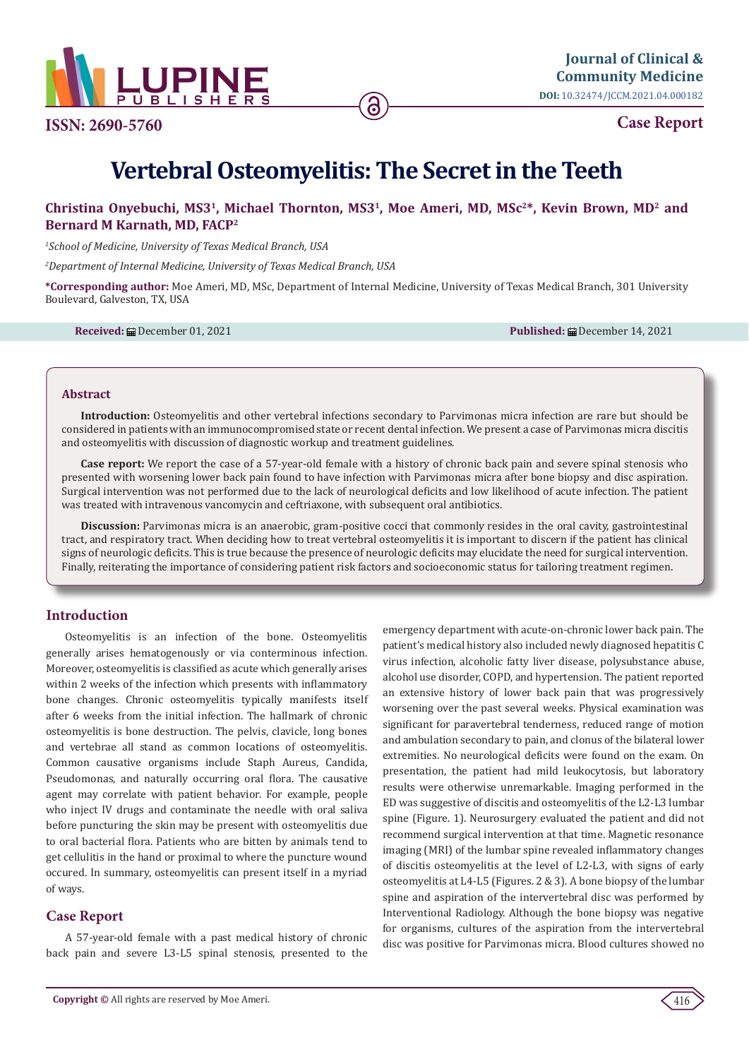**ISSN: 2690-5760**

**Journal of Clinical & Community Medicine**

**DOI:** 10.32474/JCCM.2021.04.000182

**Case Report**

# Vertebral Osteomyelitis: The Secret in the Teeth

**Christina Onyebuchi, MS3[1], Michael Thornton, MS3[1], Moe Ameri, MD, MSc[2]*, Kevin Brown, MD[2] and Bernard M Karnath, MD, FACP[2]**

*[1]School of Medicine, University of Texas Medical Branch, USA*

*[2]Department of Internal Medicine, University of Texas Medical Branch, USA*

**\*Corresponding author:** Moe Ameri, MD, MSc, Department of Internal Medicine, University of Texas Medical Branch, 301 University Boulevard, Galveston, TX, USA

**Received:** December 01, 2021 **Published:** December 14, 2021

## Abstract

**Introduction:** Osteomyelitis and other vertebral infections secondary to Parvimonas micra infection are rare but should be considered in patients with an immunocompromised state or recent dental infection. We present a case of Parvimonas micra discitis and osteomyelitis with discussion of diagnostic workup and treatment guidelines.

**Case report:** We report the case of a 57-year-old female with a history of chronic back pain and severe spinal stenosis who presented with worsening lower back pain found to have infection with Parvimonas micra after bone biopsy and disc aspiration. Surgical intervention was not performed due to the lack of neurological deficits and low likelihood of acute infection. The patient was treated with intravenous vancomycin and ceftriaxone, with subsequent oral antibiotics.

**Discussion:** Parvimonas micra is an anaerobic, gram-positive cocci that commonly resides in the oral cavity, gastrointestinal tract, and respiratory tract. When deciding how to treat vertebral osteomyelitis it is important to discern if the patient has clinical signs of neurologic deficits. This is true because the presence of neurologic deficits may elucidate the need for surgical intervention. Finally, reiterating the importance of considering patient risk factors and socioeconomic status for tailoring treatment regimen.

## Introduction

Osteomyelitis is an infection of the bone. Osteomyelitis generally arises hematogenously or via conterminous infection. Moreover, osteomyelitis is classified as acute which generally arises within 2 weeks of the infection which presents with inflammatory bone changes. Chronic osteomyelitis typically manifests itself after 6 weeks from the initial infection. The hallmark of chronic osteomyelitis is bone destruction. The pelvis, clavicle, long bones and vertebrae all stand as common locations of osteomyelitis. Common causative organisms include Staph Aureus, Candida, Pseudomonas, and naturally occurring oral flora. The causative agent may correlate with patient behavior. For example, people who inject IV drugs and contaminate the needle with oral saliva before puncturing the skin may be present with osteomyelitis due to oral bacterial flora. Patients who are bitten by animals tend to get cellulitis in the hand or proximal to where the puncture wound occured. In summary, osteomyelitis can present itself in a myriad of ways.

## Case Report

A 57-year-old female with a past medical history of chronic back pain and severe L3-L5 spinal stenosis, presented to the emergency department with acute-on-chronic lower back pain. The patient's medical history also included newly diagnosed hepatitis C virus infection, alcoholic fatty liver disease, polysubstance abuse, alcohol use disorder, COPD, and hypertension. The patient reported an extensive history of lower back pain that was progressively worsening over the past several weeks. Physical examination was significant for paravertebral tenderness, reduced range of motion and ambulation secondary to pain, and clonus of the bilateral lower extremities. No neurological deficits were found on the exam. On presentation, the patient had mild leukocytosis, but laboratory results were otherwise unremarkable. Imaging performed in the ED was suggestive of discitis and osteomyelitis of the L2-L3 lumbar spine (Figure. 1). Neurosurgery evaluated the patient and did not recommend surgical intervention at that time. Magnetic resonance imaging (MRI) of the lumbar spine revealed inflammatory changes of discitis osteomyelitis at the level of L2-L3, with signs of early osteomyelitis at L4-L5 (Figures. 2 & 3). A bone biopsy of the lumbar spine and aspiration of the intervertebral disc was performed by Interventional Radiology. Although the bone biopsy was negative for organisms, cultures of the aspiration from the intervertebral disc was positive for Parvimonas micra. Blood cultures showed no

**Copyright ©** All rights are reserved by Moe Ameri.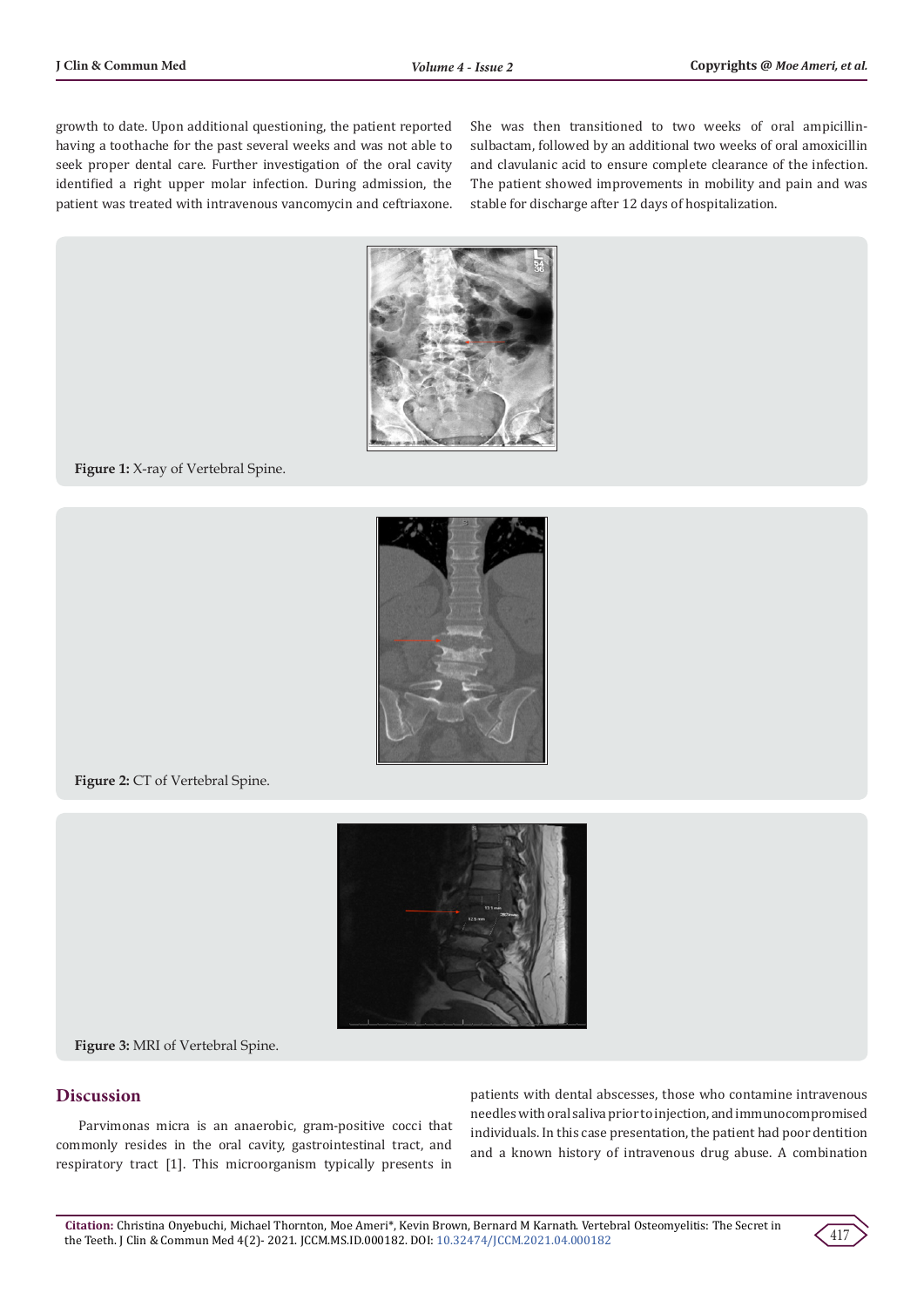growth to date. Upon additional questioning, the patient reported having a toothache for the past several weeks and was not able to seek proper dental care. Further investigation of the oral cavity identified a right upper molar infection. During admission, the patient was treated with intravenous vancomycin and ceftriaxone. She was then transitioned to two weeks of oral ampicillin-sulbactam, followed by an additional two weeks of oral amoxicillin and clavulanic acid to ensure complete clearance of the infection. The patient showed improvements in mobility and pain and was stable for discharge after 12 days of hospitalization.

**Figure 1:** X-ray of Vertebral Spine.

**Figure 2:** CT of Vertebral Spine.

**Figure 3:** MRI of Vertebral Spine.

## Discussion

Parvimonas micra is an anaerobic, gram-positive cocci that commonly resides in the oral cavity, gastrointestinal tract, and respiratory tract [1]. This microorganism typically presents in patients with dental abscesses, those who contamine intravenous needles with oral saliva prior to injection, and immunocompromised individuals. In this case presentation, the patient had poor dentition and a known history of intravenous drug abuse. A combination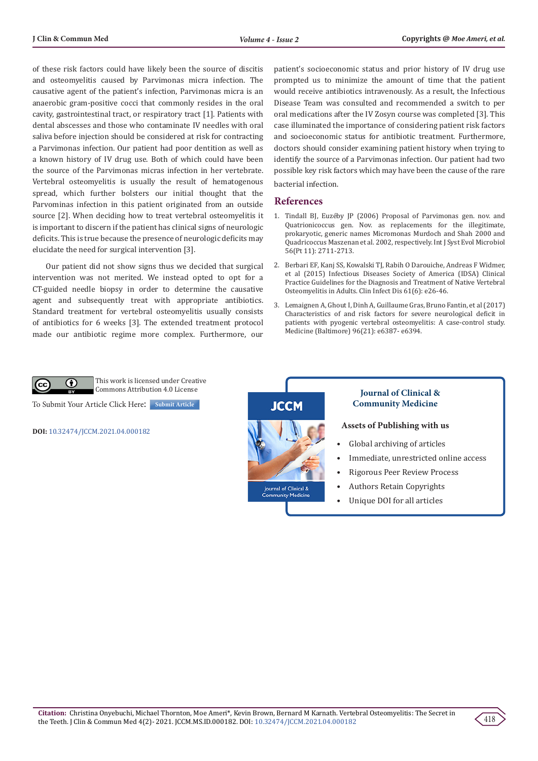of these risk factors could have likely been the source of discitis and osteomyelitis caused by Parvimonas micra infection. The causative agent of the patient's infection, Parvimonas micra is an anaerobic gram-positive cocci that commonly resides in the oral cavity, gastrointestinal tract, or respiratory tract [1]. Patients with dental abscesses and those who contaminate IV needles with oral saliva before injection should be considered at risk for contracting a Parvimonas infection. Our patient had poor dentition as well as a known history of IV drug use. Both of which could have been the source of the Parvimonas micras infection in her vertebrate. Vertebral osteomyelitis is usually the result of hematogenous spread, which further bolsters our initial thought that the Parvominas infection in this patient originated from an outside source [2]. When deciding how to treat vertebral osteomyelitis it is important to discern if the patient has clinical signs of neurologic deficits. This is true because the presence of neurologic deficits may elucidate the need for surgical intervention [3].

Our patient did not show signs thus we decided that surgical intervention was not merited. We instead opted to opt for a CT-guided needle biopsy in order to determine the causative agent and subsequently treat with appropriate antibiotics. Standard treatment for vertebral osteomyelitis usually consists of antibiotics for 6 weeks [3]. The extended treatment protocol made our antibiotic regime more complex. Furthermore, our patient's socioeconomic status and prior history of IV drug use prompted us to minimize the amount of time that the patient would receive antibiotics intravenously. As a result, the Infectious Disease Team was consulted and recommended a switch to per oral medications after the IV Zosyn course was completed [3]. This case illuminated the importance of considering patient risk factors and socioeconomic status for antibiotic treatment. Furthermore, doctors should consider examining patient history when trying to identify the source of a Parvimonas infection. Our patient had two possible key risk factors which may have been the cause of the rare bacterial infection.

## References

1. Tindall BJ, Euzéby JP (2006) Proposal of Parvimonas gen. nov. and Quatrionicoccus gen. Nov. as replacements for the illegitimate, prokaryotic, generic names Micromonas Murdoch and Shah 2000 and Quadricoccus Maszenan et al. 2002, respectively. Int J Syst Evol Microbiol 56(Pt 11): 2711-2713.
2. Berbari EF, Kanj SS, Kowalski TJ, Rabih O Darouiche, Andreas F Widmer, et al (2015) Infectious Diseases Society of America (IDSA) Clinical Practice Guidelines for the Diagnosis and Treatment of Native Vertebral Osteomyelitis in Adults. Clin Infect Dis 61(6): e26-46.
3. Lemaignen A, Ghout I, Dinh A, Guillaume Gras, Bruno Fantin, et al (2017) Characteristics of and risk factors for severe neurological deficit in patients with pyogenic vertebral osteomyelitis: A case-control study. Medicine (Baltimore) 96(21): e6387- e6394.

This work is licensed under Creative Commons Attribution 4.0 License

To Submit Your Article Click Here: Submit Article

**DOI:** 10.32474/JCCM.2021.04.000182

**Journal of Clinical & Community Medicine**

**Assets of Publishing with us**

- Global archiving of articles
- Immediate, unrestricted online access
- Rigorous Peer Review Process
- Authors Retain Copyrights
- Unique DOI for all articles

**Citation:** Christina Onyebuchi, Michael Thornton, Moe Ameri*, Kevin Brown, Bernard M Karnath. Vertebral Osteomyelitis: The Secret in the Teeth. J Clin & Commun Med 4(2)- 2021. JCCM.MS.ID.000182. DOI: 10.32474/JCCM.2021.04.000182